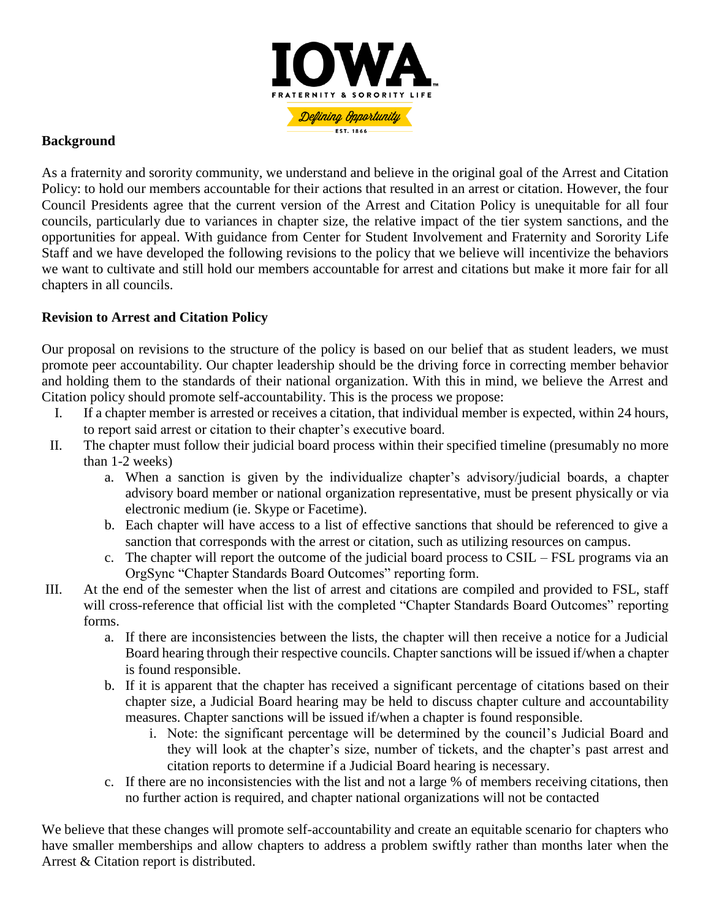**Background**

As a fraternity and sorority community, we understand and believe in the original goal of the Arrest and Citation Policy: to hold our members accountable for their actions that resulted in an arrest or citation. However, the four Council Presidents agree that the current version of the Arrest and Citation Policy is unequitable for all four councils, particularly due to variances in chapter size, the relative impact of the tier system sanctions, and the opportunities for appeal. With guidance from Center for Student Involvement and Fraternity and Sorority Life Staff and we have developed the following revisions to the policy that we believe will incentivize the behaviors we want to cultivate and still hold our members accountable for arrest and citations but make it more fair for all chapters in all councils.

**Revision to Arrest and Citation Policy**

Our proposal on revisions to the structure of the policy is based on our belief that as student leaders, we must promote peer accountability. Our chapter leadership should be the driving force in correcting member behavior and holding them to the standards of their national organization. With this in mind, we believe the Arrest and Citation policy should promote self-accountability. This is the process we propose:

I. If a chapter member is arrested or receives a citation, that individual member is expected, within 24 hours, to report said arrest or citation to their chapter's executive board.
II. The chapter must follow their judicial board process within their specified timeline (presumably no more than 1-2 weeks)
   a. When a sanction is given by the individualize chapter's advisory/judicial boards, a chapter advisory board member or national organization representative, must be present physically or via electronic medium (ie. Skype or Facetime).
   b. Each chapter will have access to a list of effective sanctions that should be referenced to give a sanction that corresponds with the arrest or citation, such as utilizing resources on campus.
   c. The chapter will report the outcome of the judicial board process to CSIL – FSL programs via an OrgSync "Chapter Standards Board Outcomes" reporting form.
III. At the end of the semester when the list of arrest and citations are compiled and provided to FSL, staff will cross-reference that official list with the completed "Chapter Standards Board Outcomes" reporting forms.
   a. If there are inconsistencies between the lists, the chapter will then receive a notice for a Judicial Board hearing through their respective councils. Chapter sanctions will be issued if/when a chapter is found responsible.
   b. If it is apparent that the chapter has received a significant percentage of citations based on their chapter size, a Judicial Board hearing may be held to discuss chapter culture and accountability measures. Chapter sanctions will be issued if/when a chapter is found responsible.
      i. Note: the significant percentage will be determined by the council's Judicial Board and they will look at the chapter's size, number of tickets, and the chapter's past arrest and citation reports to determine if a Judicial Board hearing is necessary.
   c. If there are no inconsistencies with the list and not a large % of members receiving citations, then no further action is required, and chapter national organizations will not be contacted

We believe that these changes will promote self-accountability and create an equitable scenario for chapters who have smaller memberships and allow chapters to address a problem swiftly rather than months later when the Arrest & Citation report is distributed.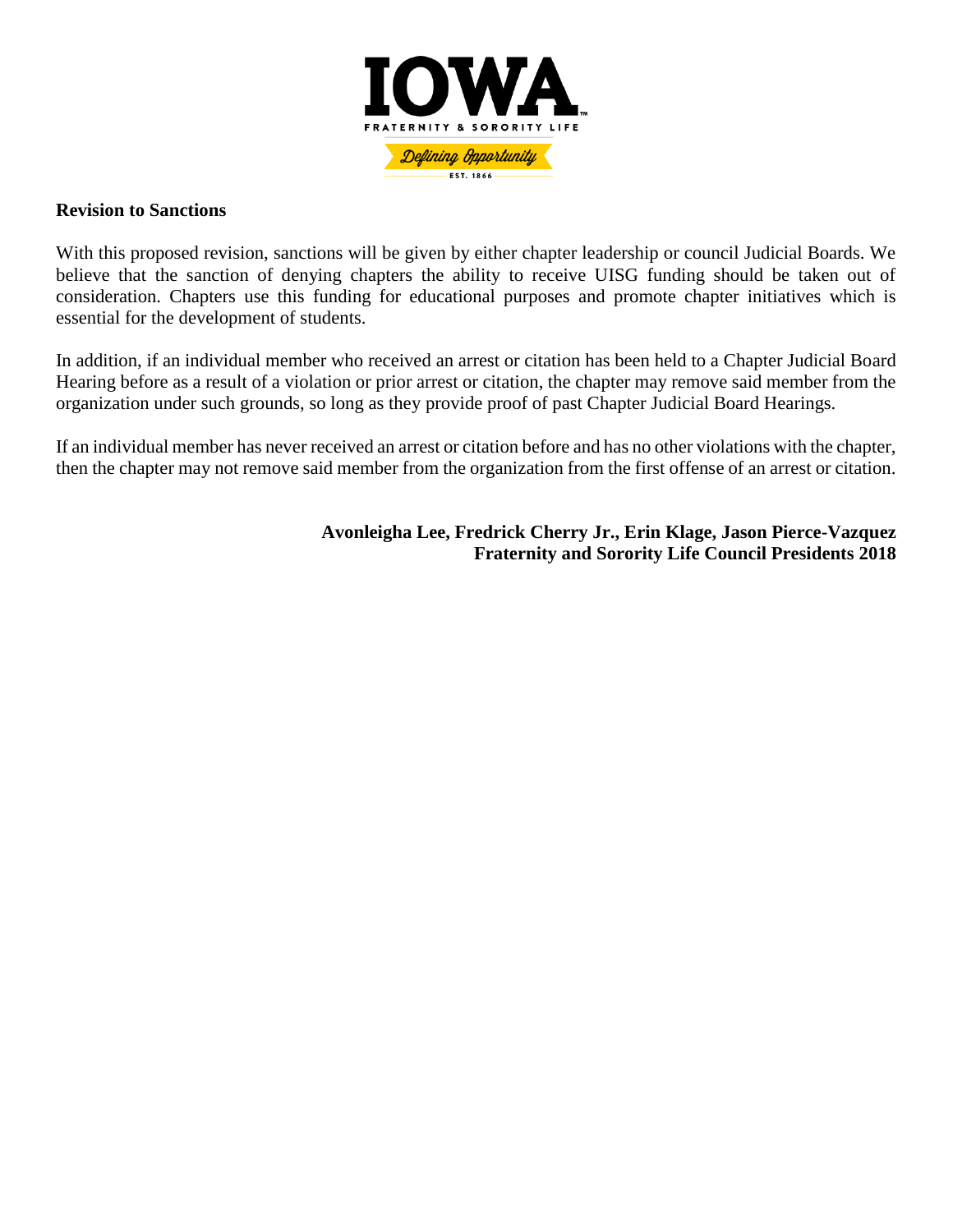**Revision to Sanctions**

With this proposed revision, sanctions will be given by either chapter leadership or council Judicial Boards. We believe that the sanction of denying chapters the ability to receive UISG funding should be taken out of consideration. Chapters use this funding for educational purposes and promote chapter initiatives which is essential for the development of students.

In addition, if an individual member who received an arrest or citation has been held to a Chapter Judicial Board Hearing before as a result of a violation or prior arrest or citation, the chapter may remove said member from the organization under such grounds, so long as they provide proof of past Chapter Judicial Board Hearings.

If an individual member has never received an arrest or citation before and has no other violations with the chapter, then the chapter may not remove said member from the organization from the first offense of an arrest or citation.

**Avonleigha Lee, Fredrick Cherry Jr., Erin Klage, Jason Pierce-Vazquez**
**Fraternity and Sorority Life Council Presidents 2018**